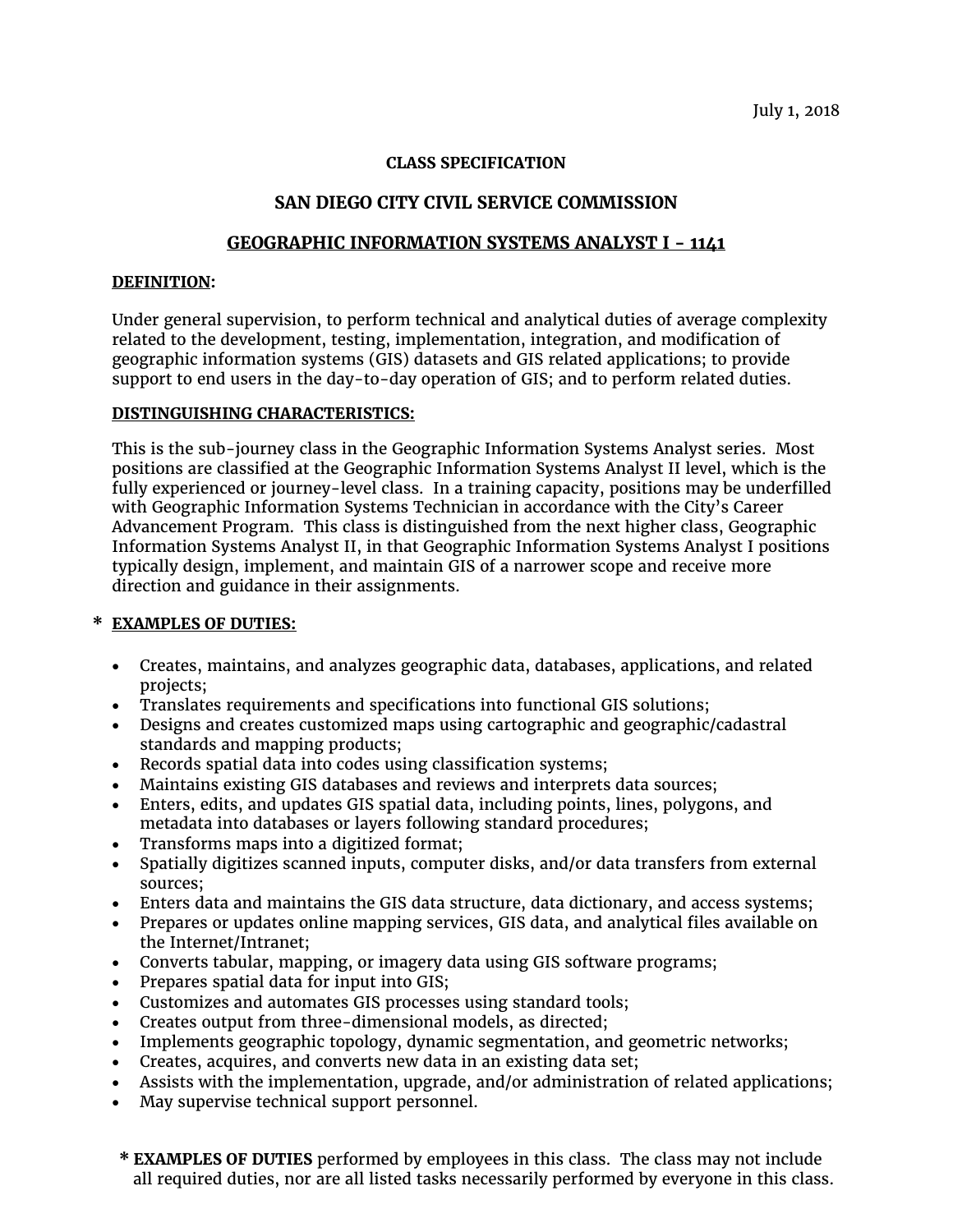July 1, 2018

**CLASS SPECIFICATION**

## SAN DIEGO CITY CIVIL SERVICE COMMISSION

## GEOGRAPHIC INFORMATION SYSTEMS ANALYST I - 1141

**DEFINITION:**

Under general supervision, to perform technical and analytical duties of average complexity related to the development, testing, implementation, integration, and modification of geographic information systems (GIS) datasets and GIS related applications; to provide support to end users in the day-to-day operation of GIS; and to perform related duties.

**DISTINGUISHING CHARACTERISTICS:**

This is the sub-journey class in the Geographic Information Systems Analyst series. Most positions are classified at the Geographic Information Systems Analyst II level, which is the fully experienced or journey-level class. In a training capacity, positions may be underfilled with Geographic Information Systems Technician in accordance with the City's Career Advancement Program. This class is distinguished from the next higher class, Geographic Information Systems Analyst II, in that Geographic Information Systems Analyst I positions typically design, implement, and maintain GIS of a narrower scope and receive more direction and guidance in their assignments.

**\* EXAMPLES OF DUTIES:**

- Creates, maintains, and analyzes geographic data, databases, applications, and related projects;
- Translates requirements and specifications into functional GIS solutions;
- Designs and creates customized maps using cartographic and geographic/cadastral standards and mapping products;
- Records spatial data into codes using classification systems;
- Maintains existing GIS databases and reviews and interprets data sources;
- Enters, edits, and updates GIS spatial data, including points, lines, polygons, and metadata into databases or layers following standard procedures;
- Transforms maps into a digitized format;
- Spatially digitizes scanned inputs, computer disks, and/or data transfers from external sources;
- Enters data and maintains the GIS data structure, data dictionary, and access systems;
- Prepares or updates online mapping services, GIS data, and analytical files available on the Internet/Intranet;
- Converts tabular, mapping, or imagery data using GIS software programs;
- Prepares spatial data for input into GIS;
- Customizes and automates GIS processes using standard tools;
- Creates output from three-dimensional models, as directed;
- Implements geographic topology, dynamic segmentation, and geometric networks;
- Creates, acquires, and converts new data in an existing data set;
- Assists with the implementation, upgrade, and/or administration of related applications;
- May supervise technical support personnel.

\* **EXAMPLES OF DUTIES** performed by employees in this class. The class may not include all required duties, nor are all listed tasks necessarily performed by everyone in this class.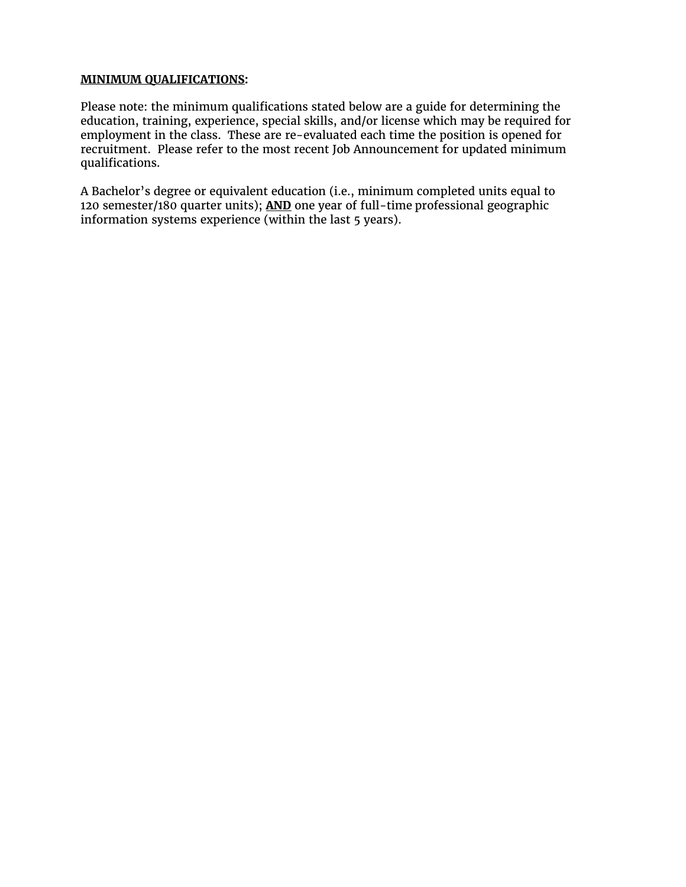**<u>MINIMUM QUALIFICATIONS</u>:**

Please note: the minimum qualifications stated below are a guide for determining the education, training, experience, special skills, and/or license which may be required for employment in the class. These are re-evaluated each time the position is opened for recruitment. Please refer to the most recent Job Announcement for updated minimum qualifications.

A Bachelor's degree or equivalent education (i.e., minimum completed units equal to 120 semester/180 quarter units); **<u>AND</u>** one year of full-time professional geographic information systems experience (within the last 5 years).